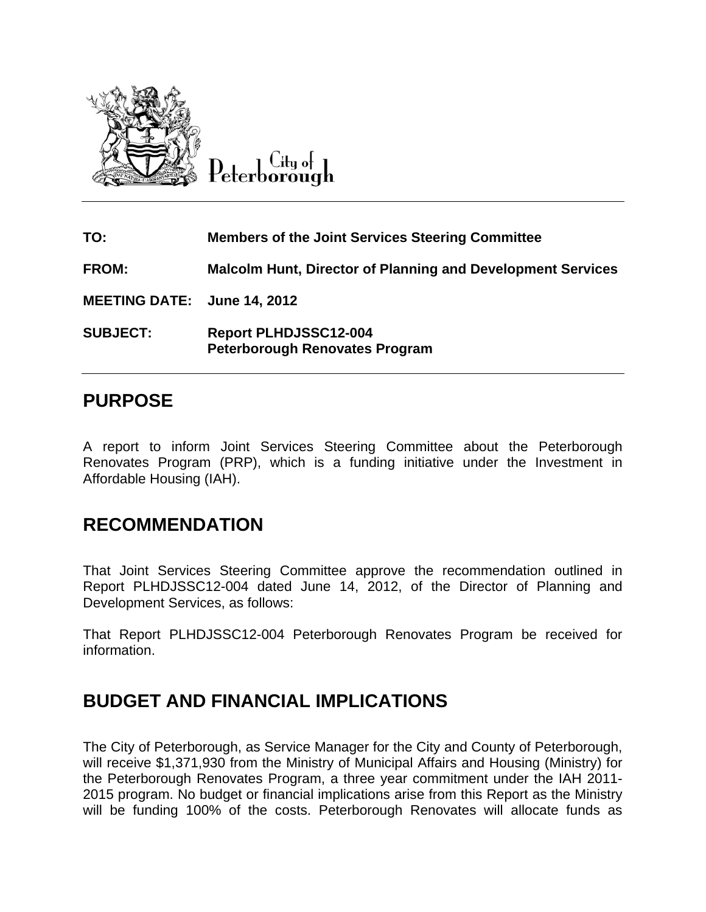City of Peterborough

| | |
|---|---|
| **TO:** | **Members of the Joint Services Steering Committee** |
| **FROM:** | **Malcolm Hunt, Director of Planning and Development Services** |
| **MEETING DATE:** | **June 14, 2012** |
| **SUBJECT:** | **Report PLHDJSSC12-004**<br>**Peterborough Renovates Program** |

## PURPOSE

A report to inform Joint Services Steering Committee about the Peterborough Renovates Program (PRP), which is a funding initiative under the Investment in Affordable Housing (IAH).

## RECOMMENDATION

That Joint Services Steering Committee approve the recommendation outlined in Report PLHDJSSC12-004 dated June 14, 2012, of the Director of Planning and Development Services, as follows:

That Report PLHDJSSC12-004 Peterborough Renovates Program be received for information.

## BUDGET AND FINANCIAL IMPLICATIONS

The City of Peterborough, as Service Manager for the City and County of Peterborough, will receive $1,371,930 from the Ministry of Municipal Affairs and Housing (Ministry) for the Peterborough Renovates Program, a three year commitment under the IAH 2011-2015 program. No budget or financial implications arise from this Report as the Ministry will be funding 100% of the costs. Peterborough Renovates will allocate funds as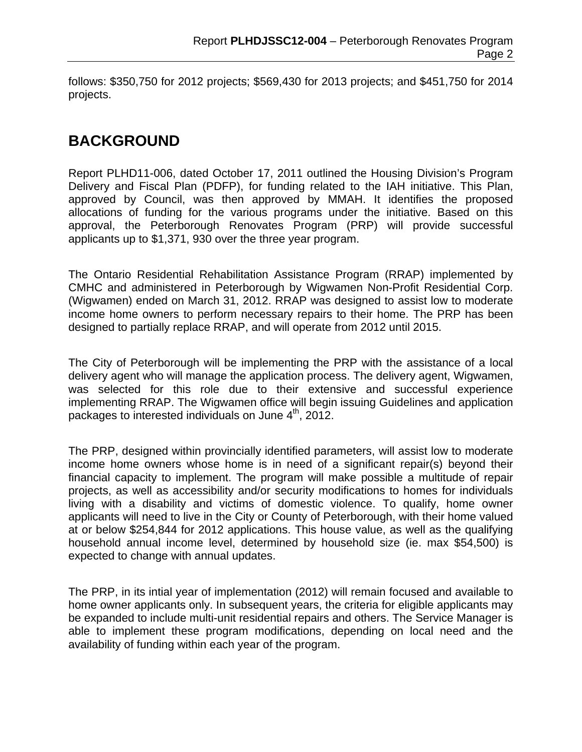follows: $350,750 for 2012 projects; $569,430 for 2013 projects; and $451,750 for 2014 projects.

# BACKGROUND

Report PLHD11-006, dated October 17, 2011 outlined the Housing Division's Program Delivery and Fiscal Plan (PDFP), for funding related to the IAH initiative. This Plan, approved by Council, was then approved by MMAH. It identifies the proposed allocations of funding for the various programs under the initiative. Based on this approval, the Peterborough Renovates Program (PRP) will provide successful applicants up to $1,371, 930 over the three year program.

The Ontario Residential Rehabilitation Assistance Program (RRAP) implemented by CMHC and administered in Peterborough by Wigwamen Non-Profit Residential Corp. (Wigwamen) ended on March 31, 2012. RRAP was designed to assist low to moderate income home owners to perform necessary repairs to their home. The PRP has been designed to partially replace RRAP, and will operate from 2012 until 2015.

The City of Peterborough will be implementing the PRP with the assistance of a local delivery agent who will manage the application process. The delivery agent, Wigwamen, was selected for this role due to their extensive and successful experience implementing RRAP. The Wigwamen office will begin issuing Guidelines and application packages to interested individuals on June 4th, 2012.

The PRP, designed within provincially identified parameters, will assist low to moderate income home owners whose home is in need of a significant repair(s) beyond their financial capacity to implement. The program will make possible a multitude of repair projects, as well as accessibility and/or security modifications to homes for individuals living with a disability and victims of domestic violence. To qualify, home owner applicants will need to live in the City or County of Peterborough, with their home valued at or below $254,844 for 2012 applications. This house value, as well as the qualifying household annual income level, determined by household size (ie. max $54,500) is expected to change with annual updates.

The PRP, in its intial year of implementation (2012) will remain focused and available to home owner applicants only. In subsequent years, the criteria for eligible applicants may be expanded to include multi-unit residential repairs and others. The Service Manager is able to implement these program modifications, depending on local need and the availability of funding within each year of the program.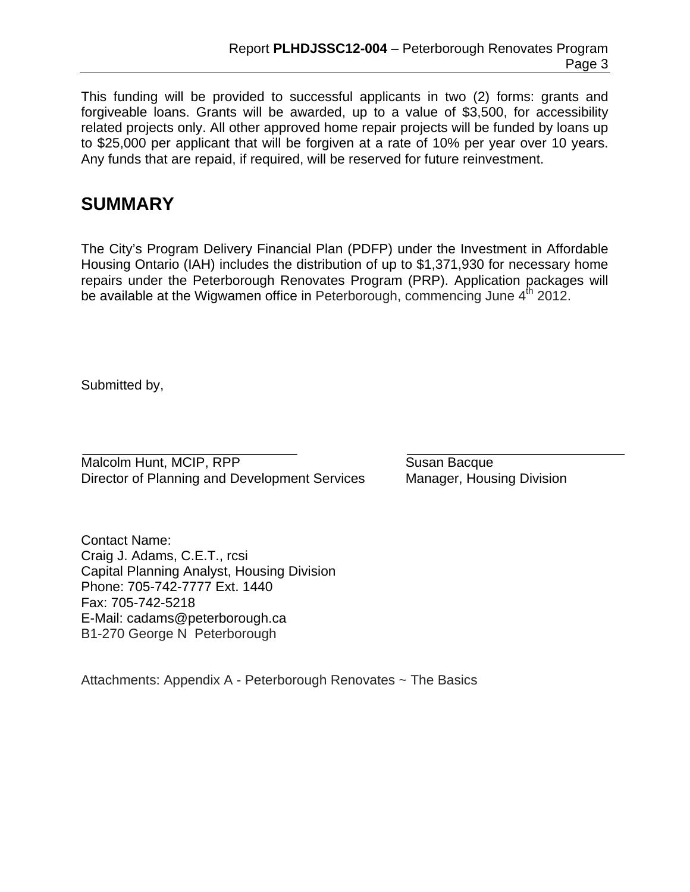This funding will be provided to successful applicants in two (2) forms: grants and forgiveable loans. Grants will be awarded, up to a value of $3,500, for accessibility related projects only. All other approved home repair projects will be funded by loans up to $25,000 per applicant that will be forgiven at a rate of 10% per year over 10 years. Any funds that are repaid, if required, will be reserved for future reinvestment.

# SUMMARY

The City's Program Delivery Financial Plan (PDFP) under the Investment in Affordable Housing Ontario (IAH) includes the distribution of up to $1,371,930 for necessary home repairs under the Peterborough Renovates Program (PRP). Application packages will be available at the Wigwamen office in Peterborough, commencing June 4th 2012.

Submitted by,

| | |
|---|---|
| Malcolm Hunt, MCIP, RPP | Susan Bacque |
| Director of Planning and Development Services | Manager, Housing Division |

Contact Name:
Craig J. Adams, C.E.T., rcsi
Capital Planning Analyst, Housing Division
Phone: 705-742-7777 Ext. 1440
Fax: 705-742-5218
E-Mail: cadams@peterborough.ca
B1-270 George N Peterborough

Attachments: Appendix A - Peterborough Renovates ~ The Basics